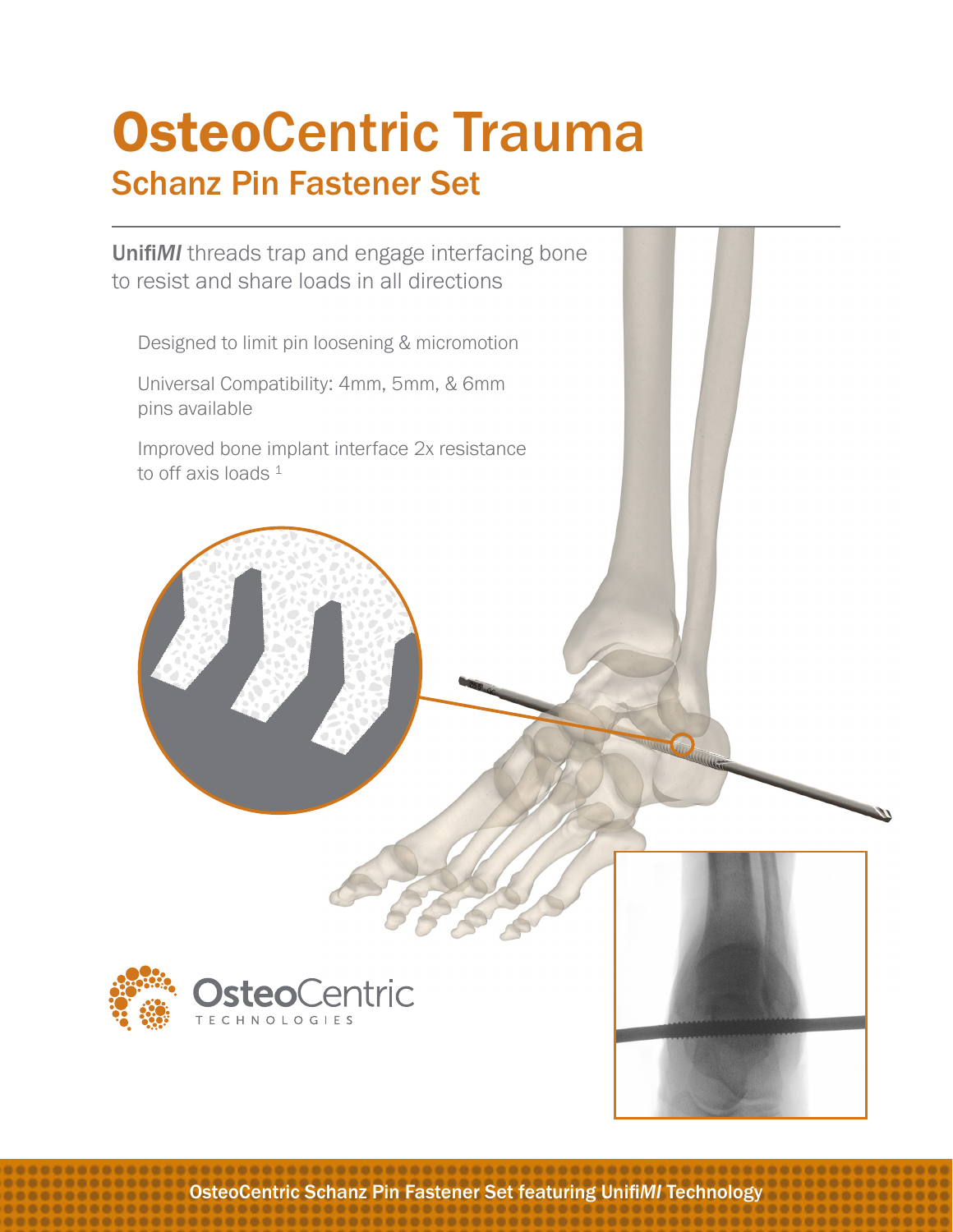# OsteoCentric Trauma

## Schanz Pin Fastener Set

**Unifi*MI*** threads trap and engage interfacing bone to resist and share loads in all directions

- Designed to limit pin loosening & micromotion
- Universal Compatibility: 4mm, 5mm, & 6mm pins available
- Improved bone implant interface 2x resistance to off axis loads [1]

OsteoCentric TECHNOLOGIES

**OsteoCentric Schanz Pin Fastener Set featuring Unifi*MI* Technology**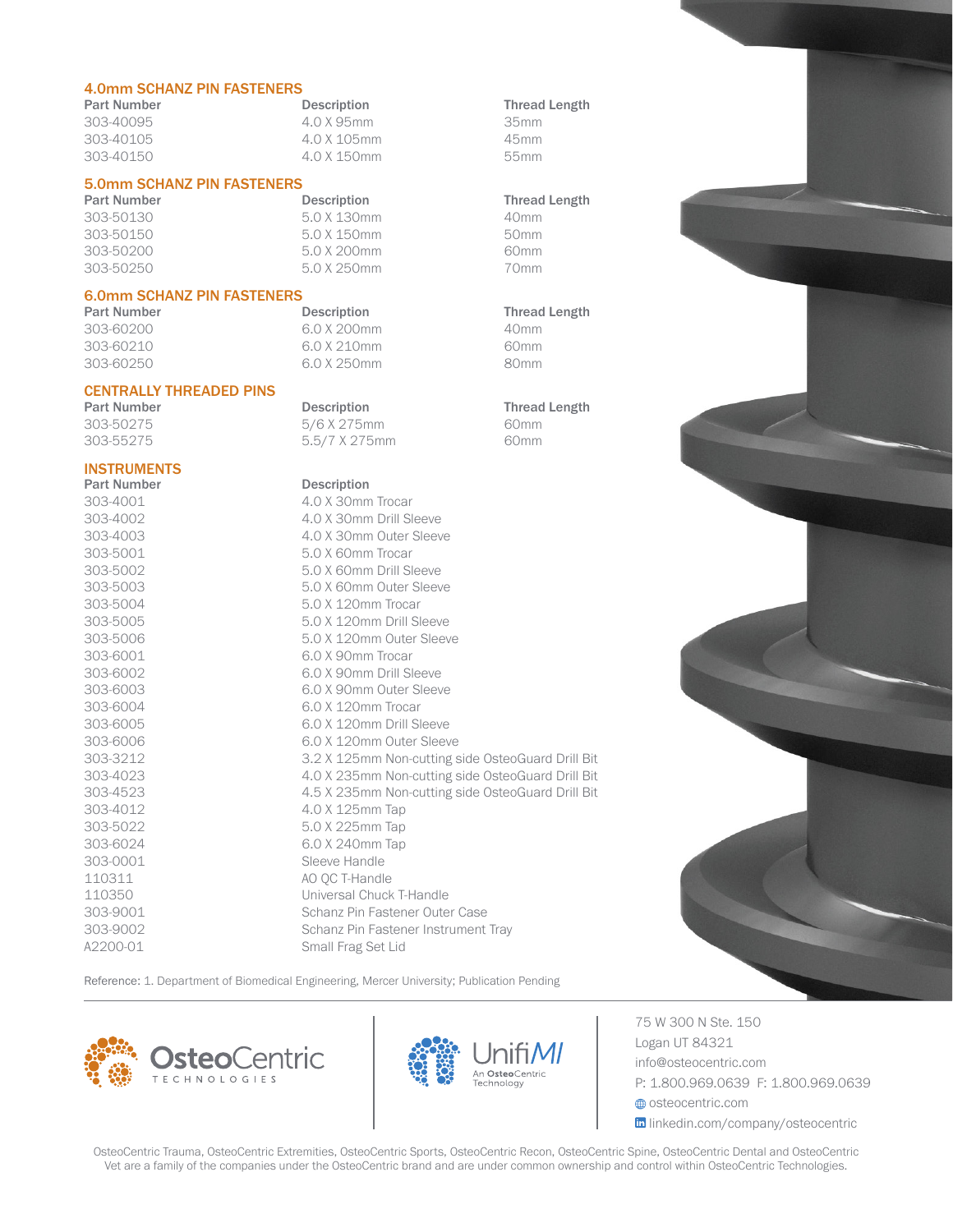## 4.0mm SCHANZ PIN FASTENERS

| Part Number | Description | Thread Length |
|---|---|---|
| 303-40095 | 4.0 X 95mm | 35mm |
| 303-40105 | 4.0 X 105mm | 45mm |
| 303-40150 | 4.0 X 150mm | 55mm |

## 5.0mm SCHANZ PIN FASTENERS

| Part Number | Description | Thread Length |
|---|---|---|
| 303-50130 | 5.0 X 130mm | 40mm |
| 303-50150 | 5.0 X 150mm | 50mm |
| 303-50200 | 5.0 X 200mm | 60mm |
| 303-50250 | 5.0 X 250mm | 70mm |

## 6.0mm SCHANZ PIN FASTENERS

| Part Number | Description | Thread Length |
|---|---|---|
| 303-60200 | 6.0 X 200mm | 40mm |
| 303-60210 | 6.0 X 210mm | 60mm |
| 303-60250 | 6.0 X 250mm | 80mm |

## CENTRALLY THREADED PINS

| Part Number | Description | Thread Length |
|---|---|---|
| 303-50275 | 5/6 X 275mm | 60mm |
| 303-55275 | 5.5/7 X 275mm | 60mm |

## INSTRUMENTS

| Part Number | Description |
|---|---|
| 303-4001 | 4.0 X 30mm Trocar |
| 303-4002 | 4.0 X 30mm Drill Sleeve |
| 303-4003 | 4.0 X 30mm Outer Sleeve |
| 303-5001 | 5.0 X 60mm Trocar |
| 303-5002 | 5.0 X 60mm Drill Sleeve |
| 303-5003 | 5.0 X 60mm Outer Sleeve |
| 303-5004 | 5.0 X 120mm Trocar |
| 303-5005 | 5.0 X 120mm Drill Sleeve |
| 303-5006 | 5.0 X 120mm Outer Sleeve |
| 303-6001 | 6.0 X 90mm Trocar |
| 303-6002 | 6.0 X 90mm Drill Sleeve |
| 303-6003 | 6.0 X 90mm Outer Sleeve |
| 303-6004 | 6.0 X 120mm Trocar |
| 303-6005 | 6.0 X 120mm Drill Sleeve |
| 303-6006 | 6.0 X 120mm Outer Sleeve |
| 303-3212 | 3.2 X 125mm Non-cutting side OsteoGuard Drill Bit |
| 303-4023 | 4.0 X 235mm Non-cutting side OsteoGuard Drill Bit |
| 303-4523 | 4.5 X 235mm Non-cutting side OsteoGuard Drill Bit |
| 303-4012 | 4.0 X 125mm Tap |
| 303-5022 | 5.0 X 225mm Tap |
| 303-6024 | 6.0 X 240mm Tap |
| 303-0001 | Sleeve Handle |
| 110311 | AO QC T-Handle |
| 110350 | Universal Chuck T-Handle |
| 303-9001 | Schanz Pin Fastener Outer Case |
| 303-9002 | Schanz Pin Fastener Instrument Tray |
| A2200-01 | Small Frag Set Lid |

Reference: 1. Department of Biomedical Engineering, Mercer University; Publication Pending

OsteoCentric TECHNOLOGIES

UnifiMI An OsteoCentric Technology

75 W 300 N Ste. 150
Logan UT 84321
info@osteocentric.com
P: 1.800.969.0639 F: 1.800.969.0639
osteocentric.com
linkedin.com/company/osteocentric

OsteoCentric Trauma, OsteoCentric Extremities, OsteoCentric Sports, OsteoCentric Recon, OsteoCentric Spine, OsteoCentric Dental and OsteoCentric Vet are a family of the companies under the OsteoCentric brand and are under common ownership and control within OsteoCentric Technologies.